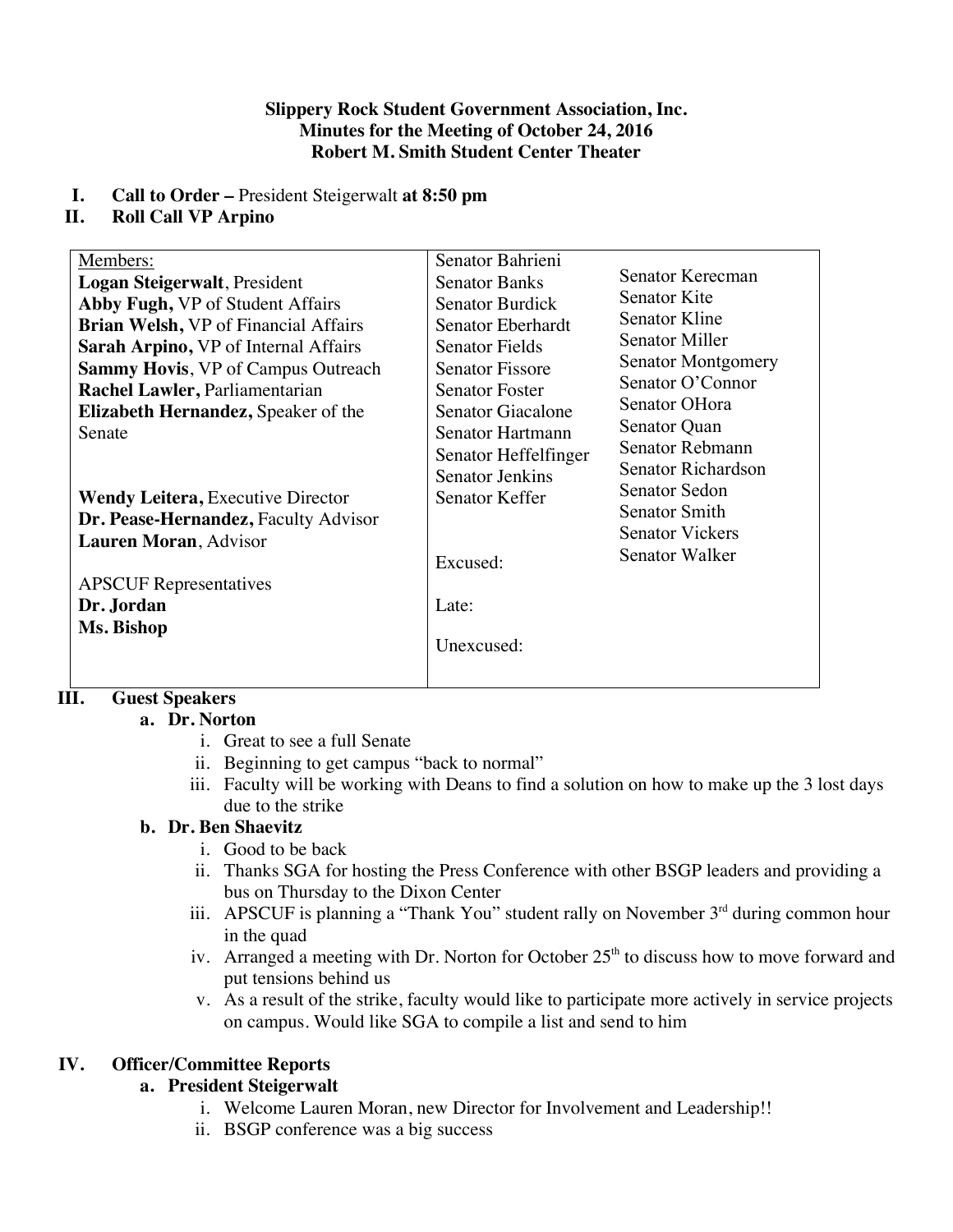**Slippery Rock Student Government Association, Inc.**
**Minutes for the Meeting of October 24, 2016**
**Robert M. Smith Student Center Theater**

I. **Call to Order –** President Steigerwalt **at 8:50 pm**
II. **Roll Call VP Arpino**

| Members: | Senator Bahrieni | Senator Kerecman |
| --- | --- | --- |
| **Logan Steigerwalt**, President | Senator Banks | Senator Kite |
| **Abby Fugh,** VP of Student Affairs | Senator Burdick | Senator Kline |
| **Brian Welsh,** VP of Financial Affairs | Senator Eberhardt | Senator Miller |
| **Sarah Arpino,** VP of Internal Affairs | Senator Fields | Senator Montgomery |
| **Sammy Hovis**, VP of Campus Outreach | Senator Fissore | Senator O'Connor |
| **Rachel Lawler,** Parliamentarian | Senator Foster | Senator OHora |
| **Elizabeth Hernandez,** Speaker of the Senate | Senator Giacalone | Senator Quan |
| | Senator Hartmann | Senator Rebmann |
| | Senator Heffelfinger | Senator Richardson |
| **Wendy Leitera,** Executive Director | Senator Jenkins | Senator Sedon |
| **Dr. Pease-Hernandez,** Faculty Advisor | Senator Keffer | Senator Smith |
| **Lauren Moran**, Advisor | | Senator Vickers |
| | Excused: | Senator Walker |
| APSCUF Representatives | | |
| **Dr. Jordan** | Late: | |
| **Ms. Bishop** | Unexcused: | |

III. **Guest Speakers**

a. **Dr. Norton**
   i. Great to see a full Senate
   ii. Beginning to get campus "back to normal"
   iii. Faculty will be working with Deans to find a solution on how to make up the 3 lost days due to the strike

b. **Dr. Ben Shaevitz**
   i. Good to be back
   ii. Thanks SGA for hosting the Press Conference with other BSGP leaders and providing a bus on Thursday to the Dixon Center
   iii. APSCUF is planning a "Thank You" student rally on November 3rd during common hour in the quad
   iv. Arranged a meeting with Dr. Norton for October 25th to discuss how to move forward and put tensions behind us
   v. As a result of the strike, faculty would like to participate more actively in service projects on campus. Would like SGA to compile a list and send to him

IV. **Officer/Committee Reports**

a. **President Steigerwalt**
   i. Welcome Lauren Moran, new Director for Involvement and Leadership!!
   ii. BSGP conference was a big success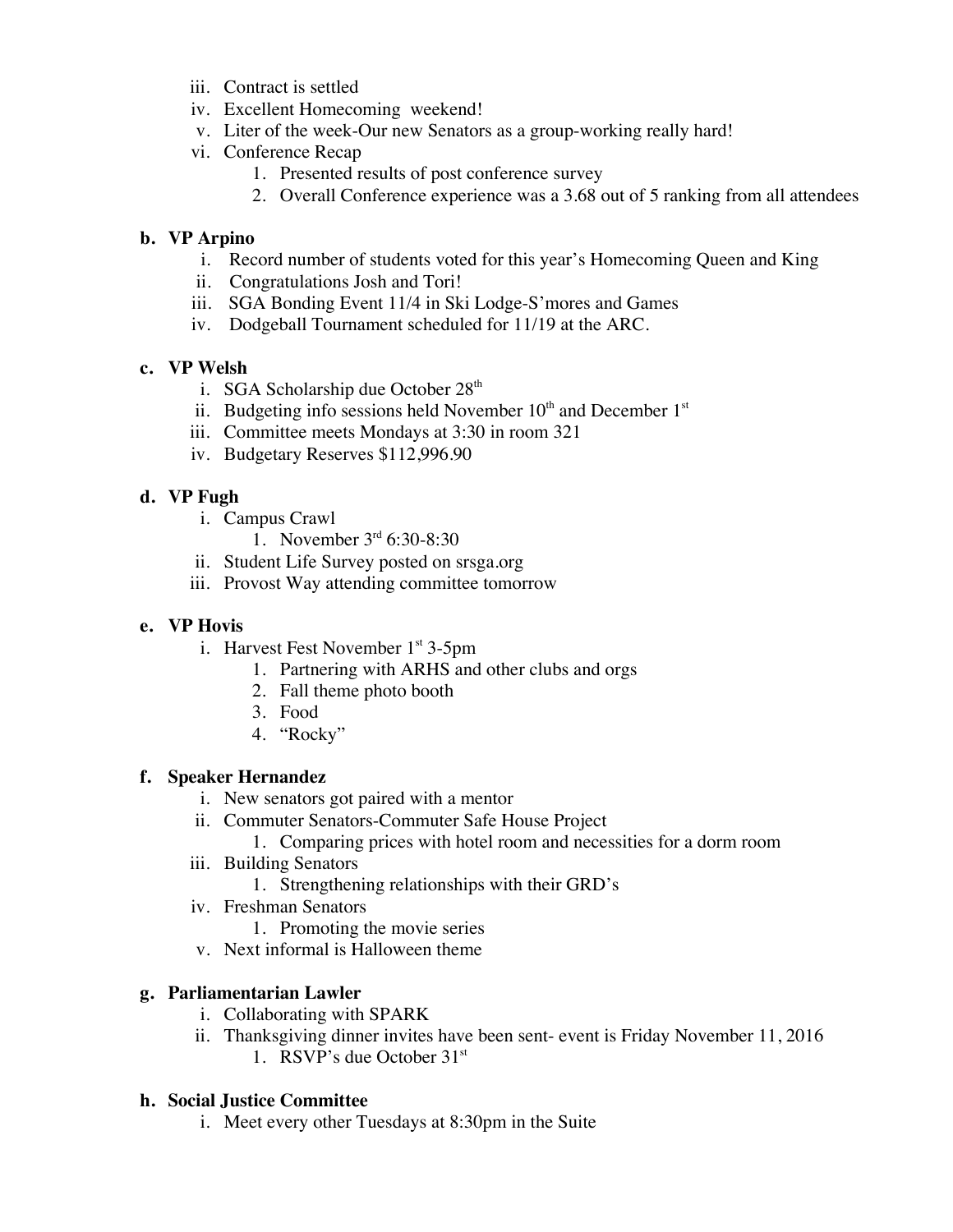iii. Contract is settled
iv. Excellent Homecoming weekend!
v. Liter of the week-Our new Senators as a group-working really hard!
vi. Conference Recap
    1. Presented results of post conference survey
    2. Overall Conference experience was a 3.68 out of 5 ranking from all attendees

**b. VP Arpino**

i. Record number of students voted for this year's Homecoming Queen and King
ii. Congratulations Josh and Tori!
iii. SGA Bonding Event 11/4 in Ski Lodge-S'mores and Games
iv. Dodgeball Tournament scheduled for 11/19 at the ARC.

**c. VP Welsh**

i. SGA Scholarship due October 28th
ii. Budgeting info sessions held November 10th and December 1st
iii. Committee meets Mondays at 3:30 in room 321
iv. Budgetary Reserves $112,996.90

**d. VP Fugh**

i. Campus Crawl
    1. November 3rd 6:30-8:30
ii. Student Life Survey posted on srsga.org
iii. Provost Way attending committee tomorrow

**e. VP Hovis**

i. Harvest Fest November 1st 3-5pm
    1. Partnering with ARHS and other clubs and orgs
    2. Fall theme photo booth
    3. Food
    4. "Rocky"

**f. Speaker Hernandez**

i. New senators got paired with a mentor
ii. Commuter Senators-Commuter Safe House Project
    1. Comparing prices with hotel room and necessities for a dorm room
iii. Building Senators
    1. Strengthening relationships with their GRD's
iv. Freshman Senators
    1. Promoting the movie series
v. Next informal is Halloween theme

**g. Parliamentarian Lawler**

i. Collaborating with SPARK
ii. Thanksgiving dinner invites have been sent- event is Friday November 11, 2016
    1. RSVP's due October 31st

**h. Social Justice Committee**

i. Meet every other Tuesdays at 8:30pm in the Suite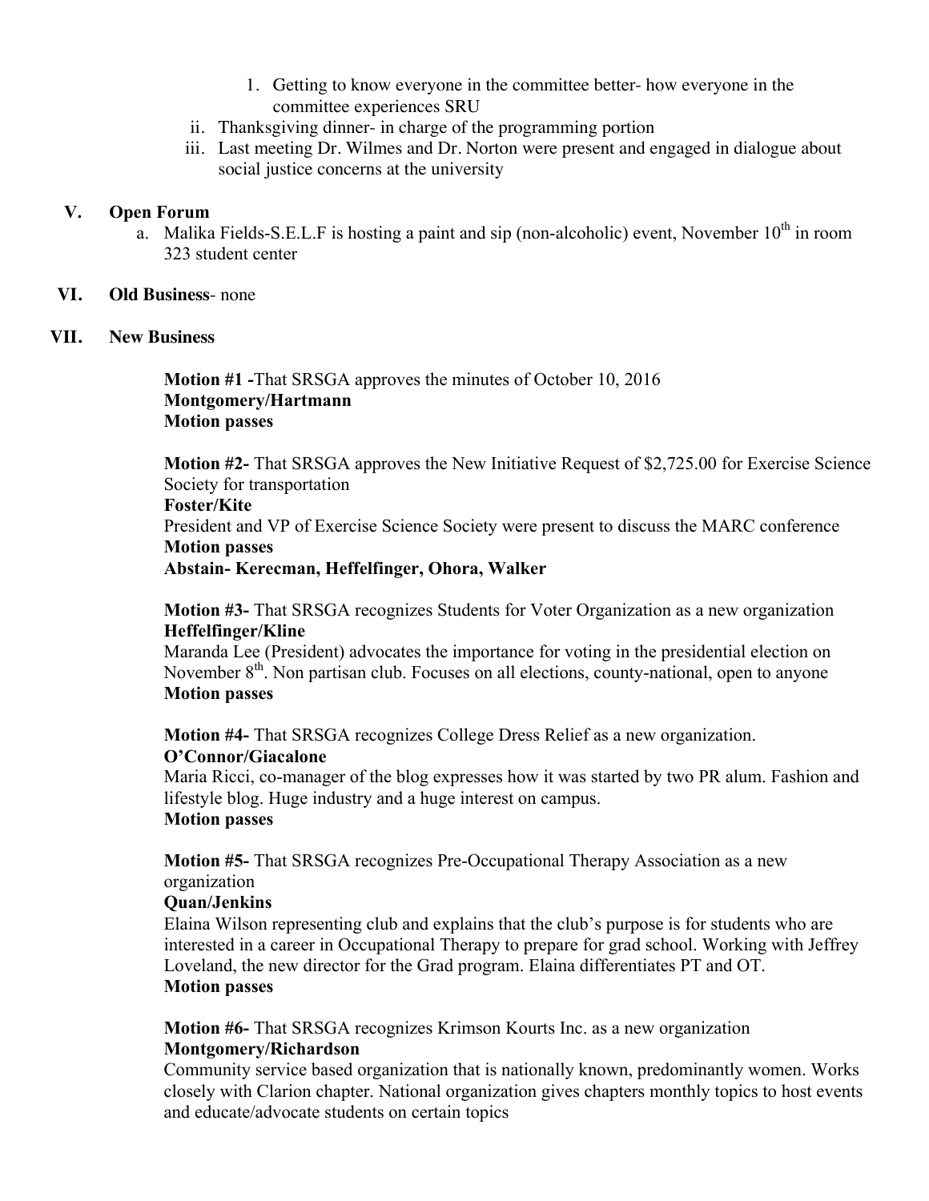1. Getting to know everyone in the committee better- how everyone in the committee experiences SRU

ii. Thanksgiving dinner- in charge of the programming portion

iii. Last meeting Dr. Wilmes and Dr. Norton were present and engaged in dialogue about social justice concerns at the university

## V. Open Forum

a. Malika Fields-S.E.L.F is hosting a paint and sip (non-alcoholic) event, November 10th in room 323 student center

## VI. Old Business- none

## VII. New Business

**Motion #1 -**That SRSGA approves the minutes of October 10, 2016
**Montgomery/Hartmann**
**Motion passes**

**Motion #2-** That SRSGA approves the New Initiative Request of $2,725.00 for Exercise Science Society for transportation
**Foster/Kite**
President and VP of Exercise Science Society were present to discuss the MARC conference
**Motion passes**
**Abstain- Kerecman, Heffelfinger, Ohora, Walker**

**Motion #3-** That SRSGA recognizes Students for Voter Organization as a new organization
**Heffelfinger/Kline**
Maranda Lee (President) advocates the importance for voting in the presidential election on November 8th. Non partisan club. Focuses on all elections, county-national, open to anyone
**Motion passes**

**Motion #4-** That SRSGA recognizes College Dress Relief as a new organization.
**O'Connor/Giacalone**
Maria Ricci, co-manager of the blog expresses how it was started by two PR alum. Fashion and lifestyle blog. Huge industry and a huge interest on campus.
**Motion passes**

**Motion #5-** That SRSGA recognizes Pre-Occupational Therapy Association as a new organization
**Quan/Jenkins**
Elaina Wilson representing club and explains that the club's purpose is for students who are interested in a career in Occupational Therapy to prepare for grad school. Working with Jeffrey Loveland, the new director for the Grad program. Elaina differentiates PT and OT.
**Motion passes**

**Motion #6-** That SRSGA recognizes Krimson Kourts Inc. as a new organization
**Montgomery/Richardson**
Community service based organization that is nationally known, predominantly women. Works closely with Clarion chapter. National organization gives chapters monthly topics to host events and educate/advocate students on certain topics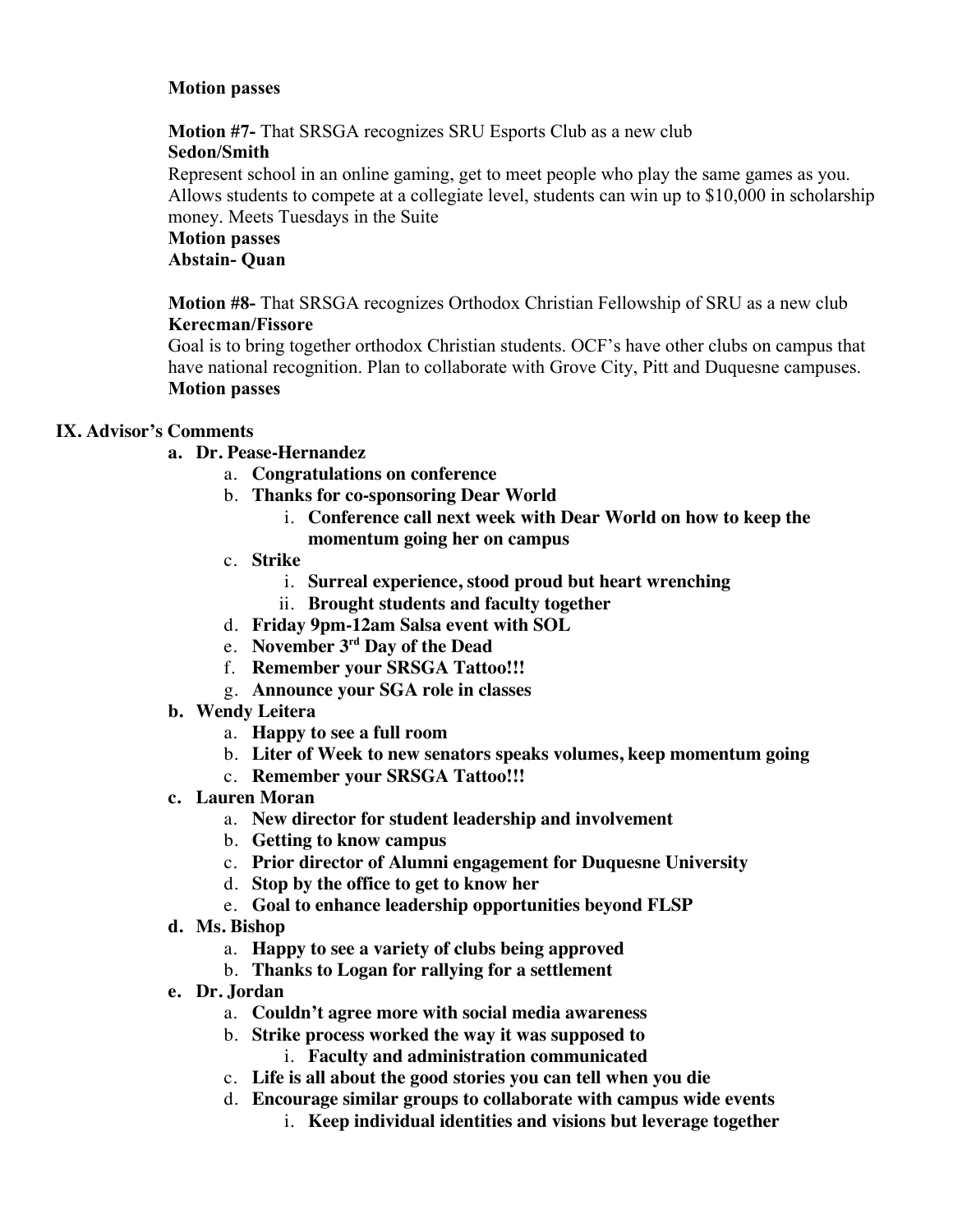**Motion passes**

**Motion #7-** That SRSGA recognizes SRU Esports Club as a new club
**Sedon/Smith**
Represent school in an online gaming, get to meet people who play the same games as you. Allows students to compete at a collegiate level, students can win up to $10,000 in scholarship money. Meets Tuesdays in the Suite
**Motion passes**
**Abstain- Quan**

**Motion #8-** That SRSGA recognizes Orthodox Christian Fellowship of SRU as a new club
**Kerecman/Fissore**
Goal is to bring together orthodox Christian students. OCF's have other clubs on campus that have national recognition. Plan to collaborate with Grove City, Pitt and Duquesne campuses.
**Motion passes**

## IX. Advisor's Comments

- **a. Dr. Pease-Hernandez**
  - a. **Congratulations on conference**
  - b. **Thanks for co-sponsoring Dear World**
    - i. **Conference call next week with Dear World on how to keep the momentum going her on campus**
  - c. **Strike**
    - i. **Surreal experience, stood proud but heart wrenching**
    - ii. **Brought students and faculty together**
  - d. **Friday 9pm-12am Salsa event with SOL**
  - e. **November 3rd Day of the Dead**
  - f. **Remember your SRSGA Tattoo!!!**
  - g. **Announce your SGA role in classes**
- **b. Wendy Leitera**
  - a. **Happy to see a full room**
  - b. **Liter of Week to new senators speaks volumes, keep momentum going**
  - c. **Remember your SRSGA Tattoo!!!**
- **c. Lauren Moran**
  - a. **New director for student leadership and involvement**
  - b. **Getting to know campus**
  - c. **Prior director of Alumni engagement for Duquesne University**
  - d. **Stop by the office to get to know her**
  - e. **Goal to enhance leadership opportunities beyond FLSP**
- **d. Ms. Bishop**
  - a. **Happy to see a variety of clubs being approved**
  - b. **Thanks to Logan for rallying for a settlement**
- **e. Dr. Jordan**
  - a. **Couldn't agree more with social media awareness**
  - b. **Strike process worked the way it was supposed to**
    - i. **Faculty and administration communicated**
  - c. **Life is all about the good stories you can tell when you die**
  - d. **Encourage similar groups to collaborate with campus wide events**
    - i. **Keep individual identities and visions but leverage together**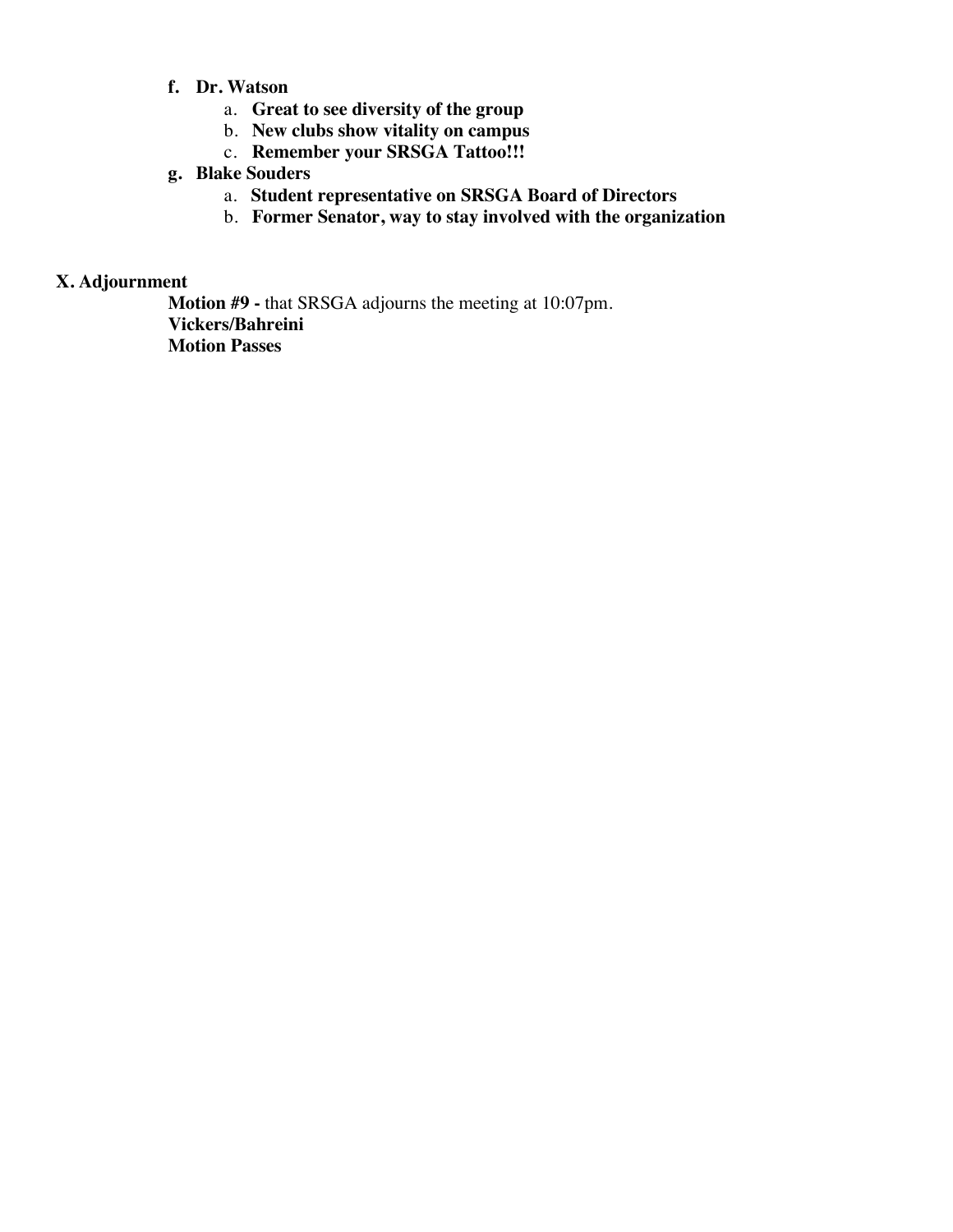- **f. Dr. Watson**
  - a. **Great to see diversity of the group**
  - b. **New clubs show vitality on campus**
  - c. **Remember your SRSGA Tattoo!!!**
- **g. Blake Souders**
  - a. **Student representative on SRSGA Board of Directors**
  - b. **Former Senator, way to stay involved with the organization**

## X. Adjournment

**Motion #9 -** that SRSGA adjourns the meeting at 10:07pm.
**Vickers/Bahreini**
**Motion Passes**